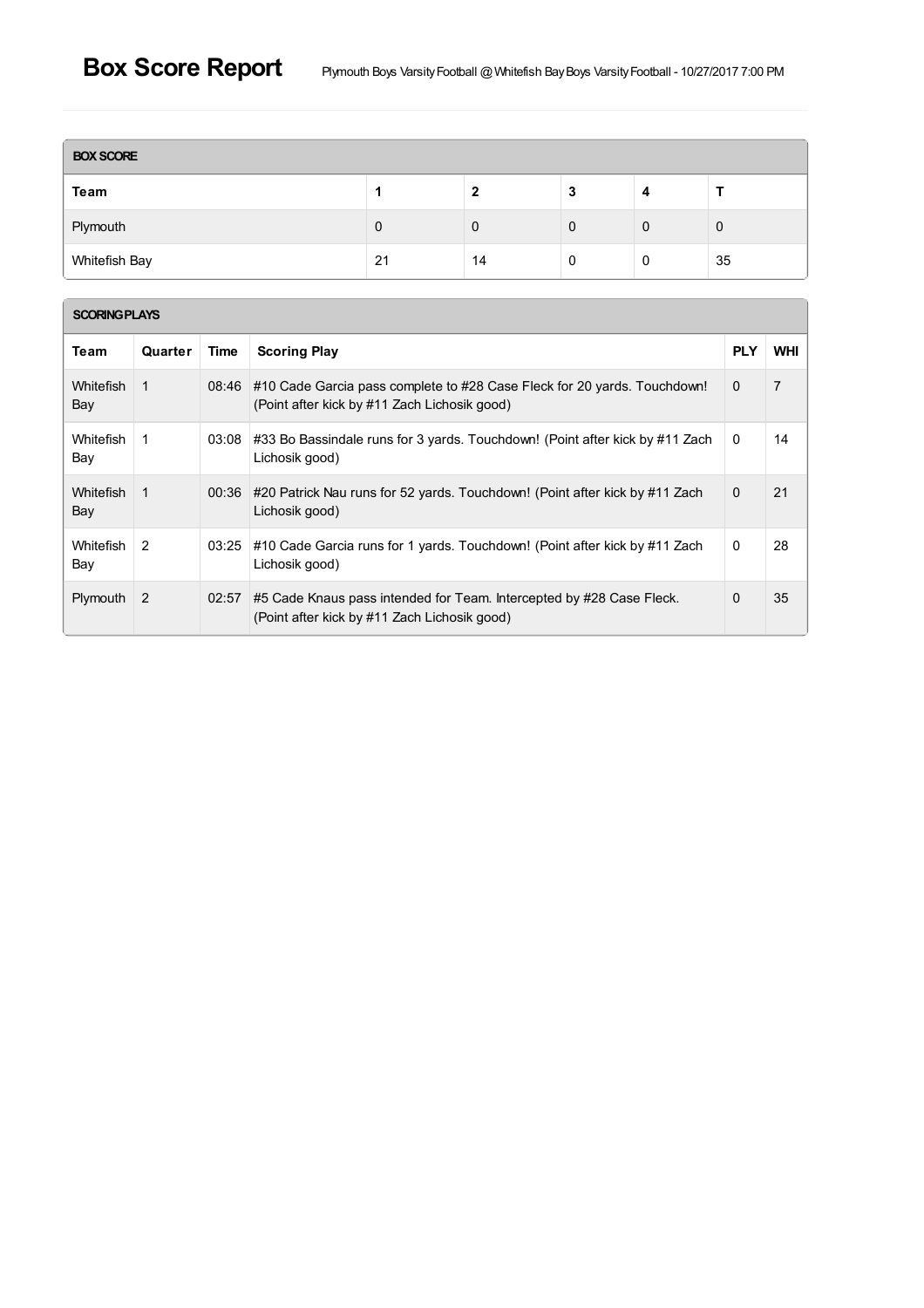# Box Score Report

Plymouth Boys Varsity Football @ Whitefish Bay Boys Varsity Football - 10/27/2017 7:00 PM

## BOX SCORE

| Team | 1 | 2 | 3 | 4 | T |
|---|---|---|---|---|---|
| Plymouth | 0 | 0 | 0 | 0 | 0 |
| Whitefish Bay | 21 | 14 | 0 | 0 | 35 |

## SCORING PLAYS

| Team | Quarter | Time | Scoring Play | PLY | WHI |
|---|---|---|---|---|---|
| Whitefish Bay | 1 | 08:46 | #10 Cade Garcia pass complete to #28 Case Fleck for 20 yards. Touchdown! (Point after kick by #11 Zach Lichosik good) | 0 | 7 |
| Whitefish Bay | 1 | 03:08 | #33 Bo Bassindale runs for 3 yards. Touchdown! (Point after kick by #11 Zach Lichosik good) | 0 | 14 |
| Whitefish Bay | 1 | 00:36 | #20 Patrick Nau runs for 52 yards. Touchdown! (Point after kick by #11 Zach Lichosik good) | 0 | 21 |
| Whitefish Bay | 2 | 03:25 | #10 Cade Garcia runs for 1 yards. Touchdown! (Point after kick by #11 Zach Lichosik good) | 0 | 28 |
| Plymouth | 2 | 02:57 | #5 Cade Knaus pass intended for Team. Intercepted by #28 Case Fleck. (Point after kick by #11 Zach Lichosik good) | 0 | 35 |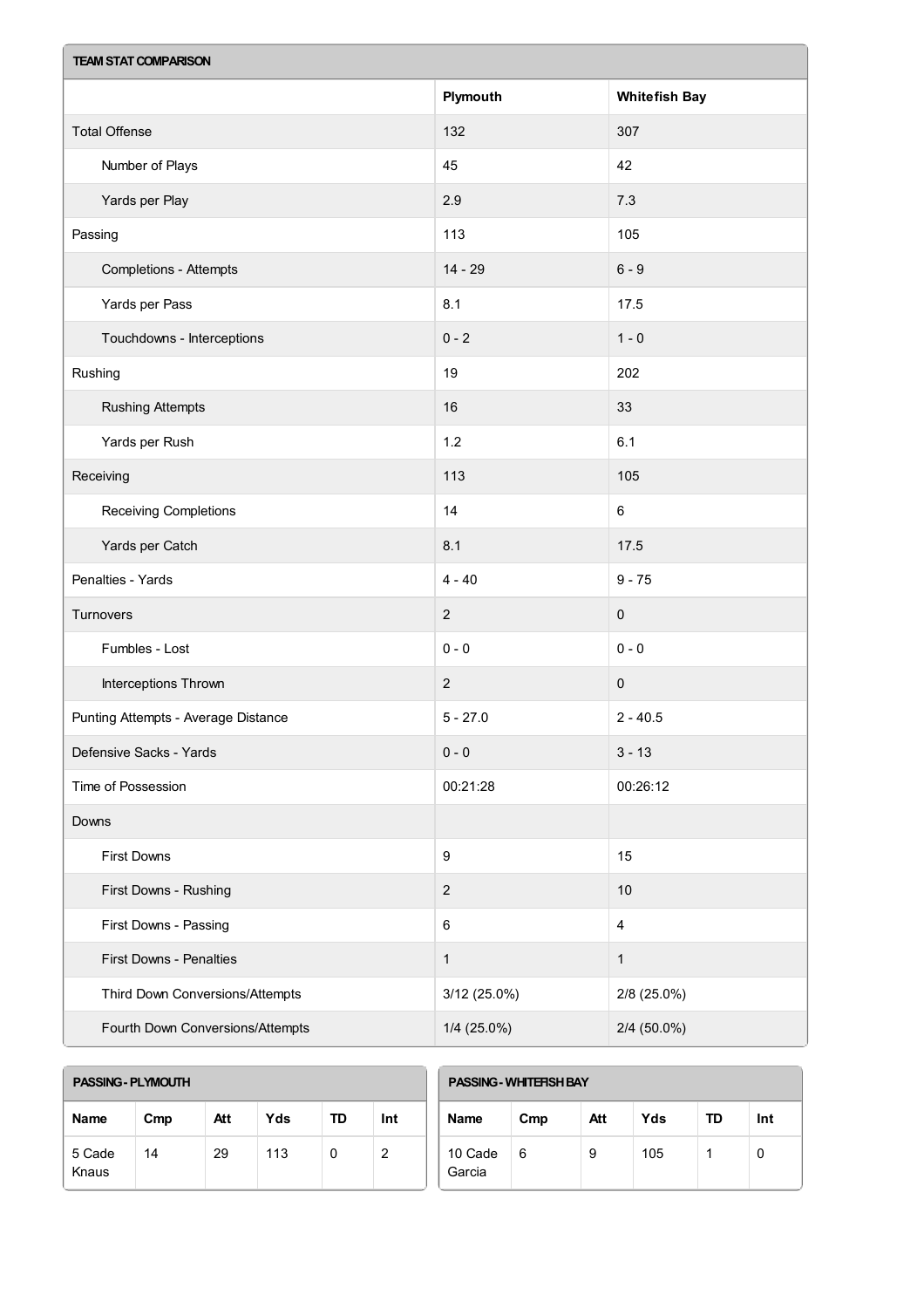| TEAM STAT COMPARISON | | |
|---|---|---|
| | Plymouth | Whitefish Bay |
| Total Offense | 132 | 307 |
| Number of Plays | 45 | 42 |
| Yards per Play | 2.9 | 7.3 |
| Passing | 113 | 105 |
| Completions - Attempts | 14 - 29 | 6 - 9 |
| Yards per Pass | 8.1 | 17.5 |
| Touchdowns - Interceptions | 0 - 2 | 1 - 0 |
| Rushing | 19 | 202 |
| Rushing Attempts | 16 | 33 |
| Yards per Rush | 1.2 | 6.1 |
| Receiving | 113 | 105 |
| Receiving Completions | 14 | 6 |
| Yards per Catch | 8.1 | 17.5 |
| Penalties - Yards | 4 - 40 | 9 - 75 |
| Turnovers | 2 | 0 |
| Fumbles - Lost | 0 - 0 | 0 - 0 |
| Interceptions Thrown | 2 | 0 |
| Punting Attempts - Average Distance | 5 - 27.0 | 2 - 40.5 |
| Defensive Sacks - Yards | 0 - 0 | 3 - 13 |
| Time of Possession | 00:21:28 | 00:26:12 |
| Downs | | |
| First Downs | 9 | 15 |
| First Downs - Rushing | 2 | 10 |
| First Downs - Passing | 6 | 4 |
| First Downs - Penalties | 1 | 1 |
| Third Down Conversions/Attempts | 3/12 (25.0%) | 2/8 (25.0%) |
| Fourth Down Conversions/Attempts | 1/4 (25.0%) | 2/4 (50.0%) |

**PASSING - PLYMOUTH**

| Name | Cmp | Att | Yds | TD | Int |
|---|---|---|---|---|---|
| 5 Cade Knaus | 14 | 29 | 113 | 0 | 2 |

**PASSING - WHITEFISH BAY**

| Name | Cmp | Att | Yds | TD | Int |
|---|---|---|---|---|---|
| 10 Cade Garcia | 6 | 9 | 105 | 1 | 0 |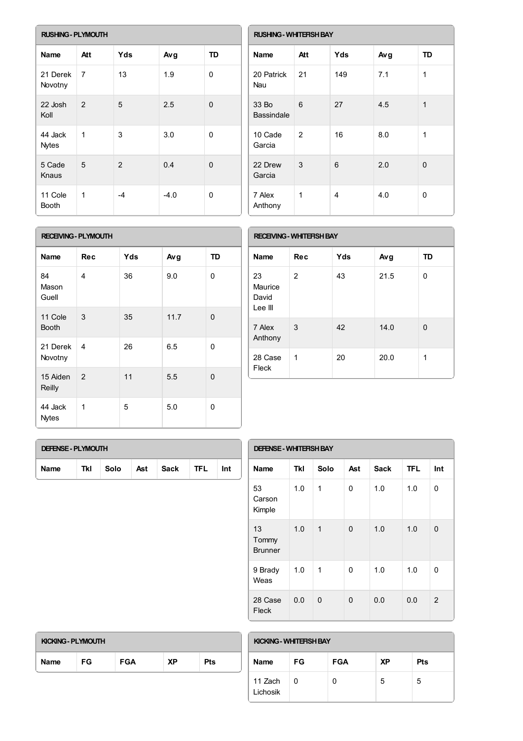## RUSHING - PLYMOUTH

| Name | Att | Yds | Avg | TD |
|---|---|---|---|---|
| 21 Derek Novotny | 7 | 13 | 1.9 | 0 |
| 22 Josh Koll | 2 | 5 | 2.5 | 0 |
| 44 Jack Nytes | 1 | 3 | 3.0 | 0 |
| 5 Cade Knaus | 5 | 2 | 0.4 | 0 |
| 11 Cole Booth | 1 | -4 | -4.0 | 0 |

## RUSHING - WHITEFISH BAY

| Name | Att | Yds | Avg | TD |
|---|---|---|---|---|
| 20 Patrick Nau | 21 | 149 | 7.1 | 1 |
| 33 Bo Bassindale | 6 | 27 | 4.5 | 1 |
| 10 Cade Garcia | 2 | 16 | 8.0 | 1 |
| 22 Drew Garcia | 3 | 6 | 2.0 | 0 |
| 7 Alex Anthony | 1 | 4 | 4.0 | 0 |

## RECEIVING - PLYMOUTH

| Name | Rec | Yds | Avg | TD |
|---|---|---|---|---|
| 84 Mason Guell | 4 | 36 | 9.0 | 0 |
| 11 Cole Booth | 3 | 35 | 11.7 | 0 |
| 21 Derek Novotny | 4 | 26 | 6.5 | 0 |
| 15 Aiden Reilly | 2 | 11 | 5.5 | 0 |
| 44 Jack Nytes | 1 | 5 | 5.0 | 0 |

## RECEIVING - WHITEFISH BAY

| Name | Rec | Yds | Avg | TD |
|---|---|---|---|---|
| 23 Maurice David Lee III | 2 | 43 | 21.5 | 0 |
| 7 Alex Anthony | 3 | 42 | 14.0 | 0 |
| 28 Case Fleck | 1 | 20 | 20.0 | 1 |

## DEFENSE - PLYMOUTH

| Name | Tkl | Solo | Ast | Sack | TFL | Int |
|---|---|---|---|---|---|---|

## DEFENSE - WHITEFISH BAY

| Name | Tkl | Solo | Ast | Sack | TFL | Int |
|---|---|---|---|---|---|---|
| 53 Carson Kimple | 1.0 | 1 | 0 | 1.0 | 1.0 | 0 |
| 13 Tommy Brunner | 1.0 | 1 | 0 | 1.0 | 1.0 | 0 |
| 9 Brady Weas | 1.0 | 1 | 0 | 1.0 | 1.0 | 0 |
| 28 Case Fleck | 0.0 | 0 | 0 | 0.0 | 0.0 | 2 |

## KICKING - PLYMOUTH

| Name | FG | FGA | XP | Pts |
|---|---|---|---|---|

## KICKING - WHITEFISH BAY

| Name | FG | FGA | XP | Pts |
|---|---|---|---|---|
| 11 Zach Lichosik | 0 | 0 | 5 | 5 |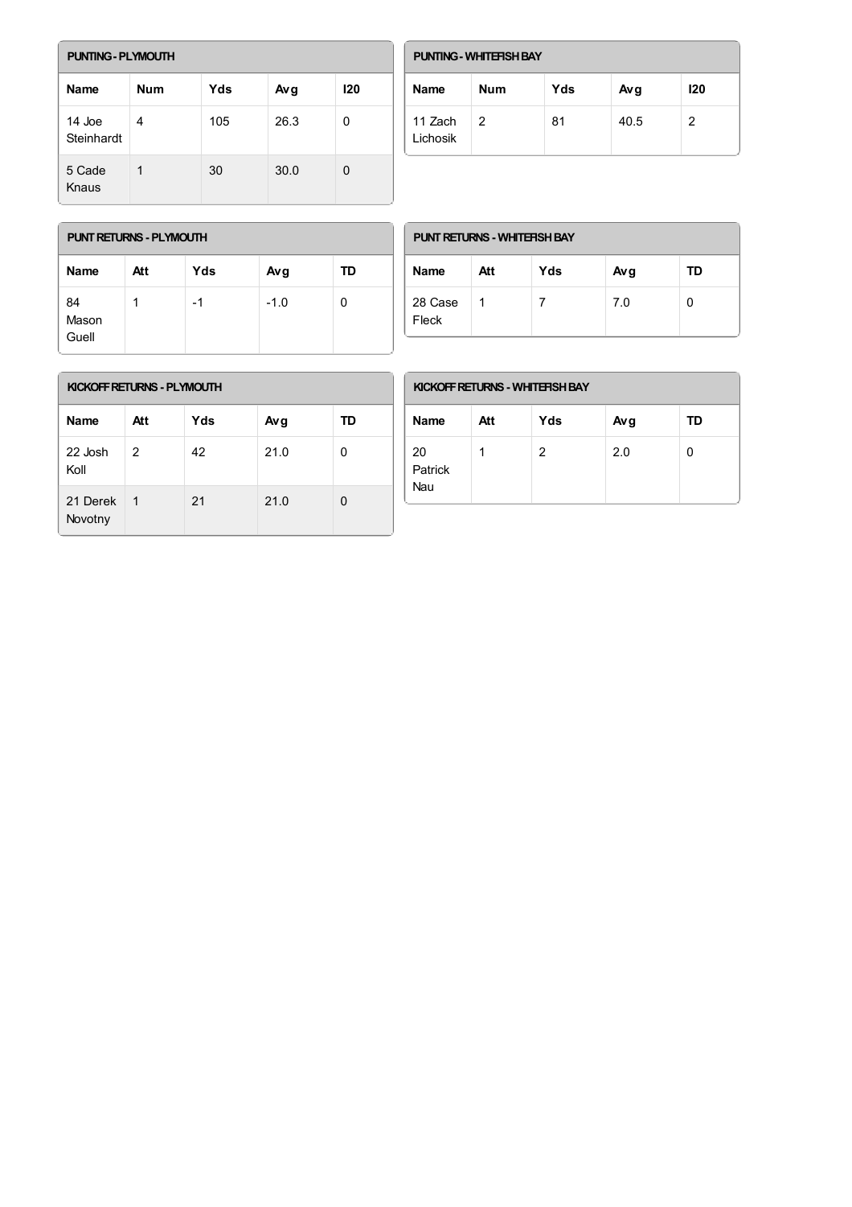### PUNTING - PLYMOUTH

| Name | Num | Yds | Avg | I20 |
| --- | --- | --- | --- | --- |
| 14 Joe Steinhardt | 4 | 105 | 26.3 | 0 |
| 5 Cade Knaus | 1 | 30 | 30.0 | 0 |

### PUNTING - WHITEFISH BAY

| Name | Num | Yds | Avg | I20 |
| --- | --- | --- | --- | --- |
| 11 Zach Lichosik | 2 | 81 | 40.5 | 2 |

### PUNT RETURNS - PLYMOUTH

| Name | Att | Yds | Avg | TD |
| --- | --- | --- | --- | --- |
| 84 Mason Guell | 1 | -1 | -1.0 | 0 |

### PUNT RETURNS - WHITEFISH BAY

| Name | Att | Yds | Avg | TD |
| --- | --- | --- | --- | --- |
| 28 Case Fleck | 1 | 7 | 7.0 | 0 |

### KICKOFF RETURNS - PLYMOUTH

| Name | Att | Yds | Avg | TD |
| --- | --- | --- | --- | --- |
| 22 Josh Koll | 2 | 42 | 21.0 | 0 |
| 21 Derek Novotny | 1 | 21 | 21.0 | 0 |

### KICKOFF RETURNS - WHITEFISH BAY

| Name | Att | Yds | Avg | TD |
| --- | --- | --- | --- | --- |
| 20 Patrick Nau | 1 | 2 | 2.0 | 0 |